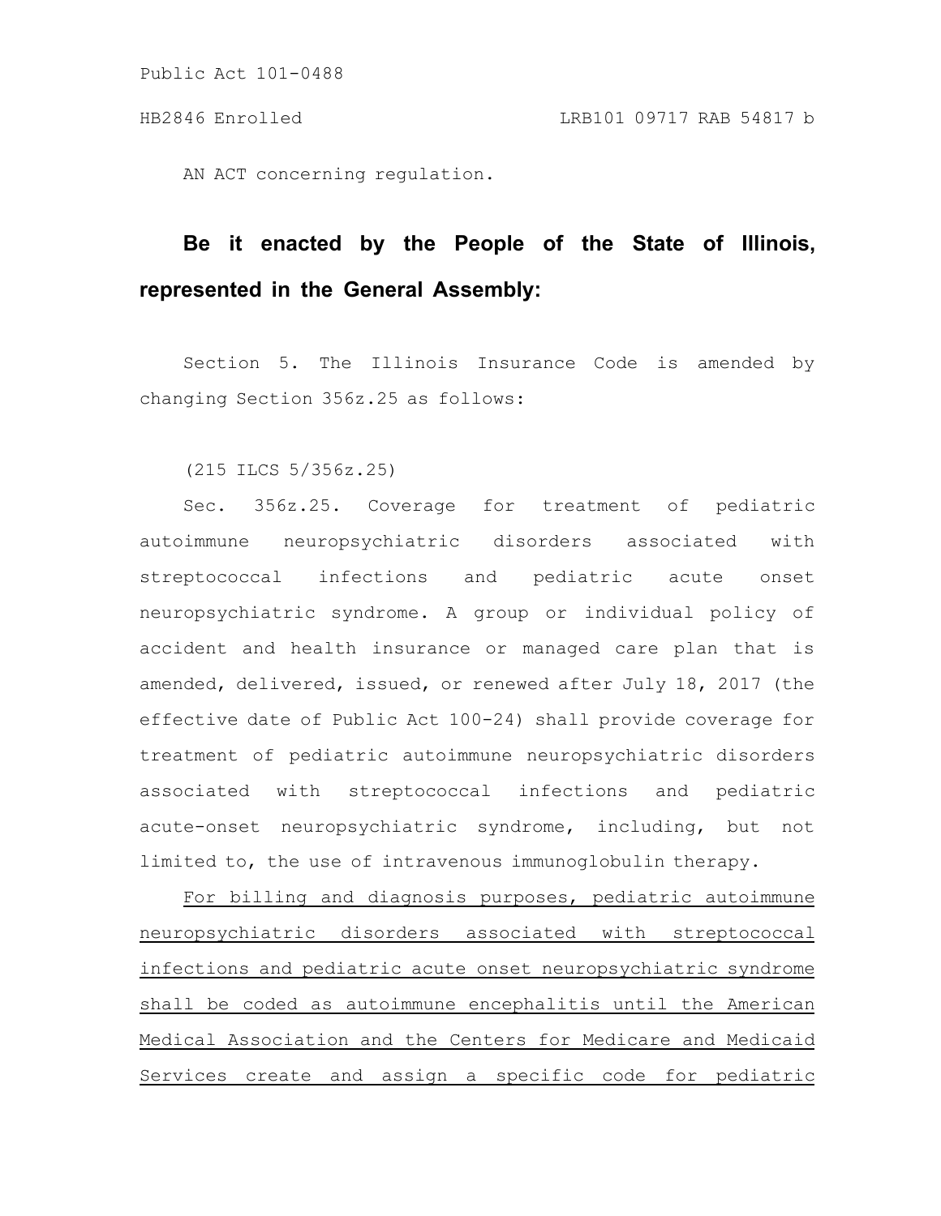Public Act 101-0488

HB2846 Enrolled LRB101 09717 RAB 54817 b

AN ACT concerning regulation.

**Be it enacted by the People of the State of Illinois, represented in the General Assembly:**

Section 5. The Illinois Insurance Code is amended by changing Section 356z.25 as follows:

(215 ILCS 5/356z.25)

Sec. 356z.25. Coverage for treatment of pediatric autoimmune neuropsychiatric disorders associated with streptococcal infections and pediatric acute onset neuropsychiatric syndrome. A group or individual policy of accident and health insurance or managed care plan that is amended, delivered, issued, or renewed after July 18, 2017 (the effective date of Public Act 100-24) shall provide coverage for treatment of pediatric autoimmune neuropsychiatric disorders associated with streptococcal infections and pediatric acute-onset neuropsychiatric syndrome, including, but not limited to, the use of intravenous immunoglobulin therapy.

<u>For billing and diagnosis purposes, pediatric autoimmune neuropsychiatric disorders associated with streptococcal infections and pediatric acute onset neuropsychiatric syndrome shall be coded as autoimmune encephalitis until the American Medical Association and the Centers for Medicare and Medicaid Services create and assign a specific code for pediatric</u>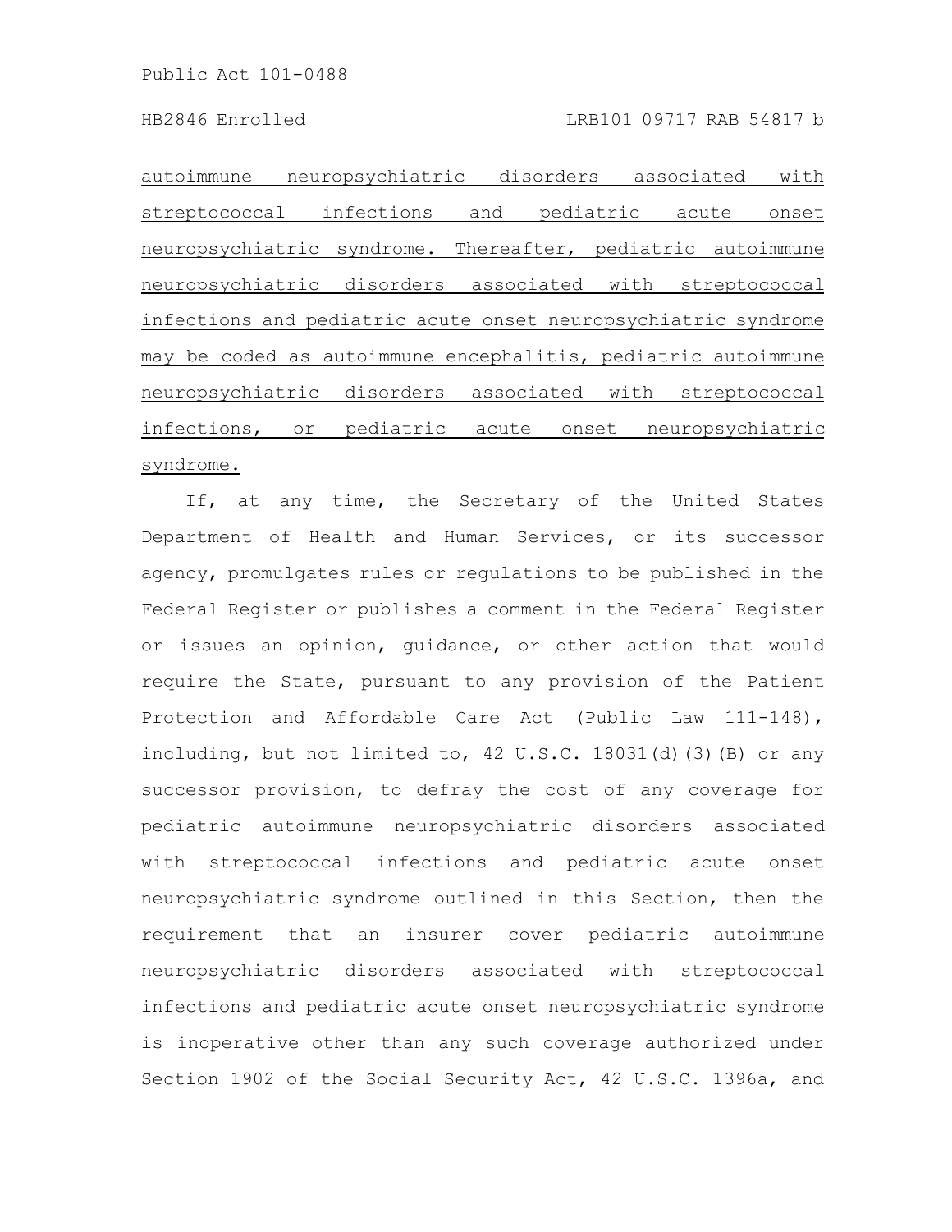autoimmune neuropsychiatric disorders associated with streptococcal infections and pediatric acute onset neuropsychiatric syndrome. Thereafter, pediatric autoimmune neuropsychiatric disorders associated with streptococcal infections and pediatric acute onset neuropsychiatric syndrome may be coded as autoimmune encephalitis, pediatric autoimmune neuropsychiatric disorders associated with streptococcal infections, or pediatric acute onset neuropsychiatric syndrome.

If, at any time, the Secretary of the United States Department of Health and Human Services, or its successor agency, promulgates rules or regulations to be published in the Federal Register or publishes a comment in the Federal Register or issues an opinion, guidance, or other action that would require the State, pursuant to any provision of the Patient Protection and Affordable Care Act (Public Law 111-148), including, but not limited to, 42 U.S.C. 18031(d)(3)(B) or any successor provision, to defray the cost of any coverage for pediatric autoimmune neuropsychiatric disorders associated with streptococcal infections and pediatric acute onset neuropsychiatric syndrome outlined in this Section, then the requirement that an insurer cover pediatric autoimmune neuropsychiatric disorders associated with streptococcal infections and pediatric acute onset neuropsychiatric syndrome is inoperative other than any such coverage authorized under Section 1902 of the Social Security Act, 42 U.S.C. 1396a, and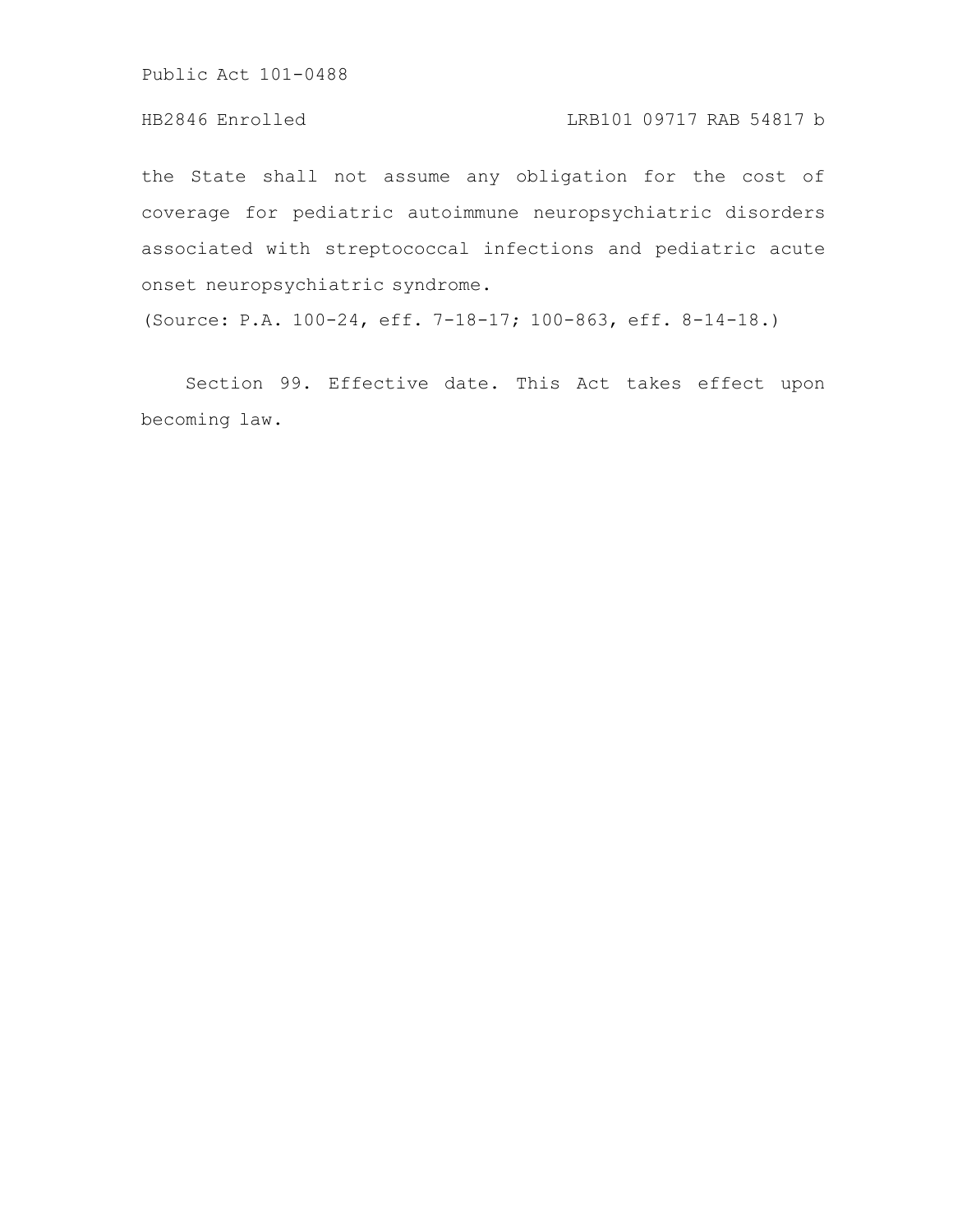the State shall not assume any obligation for the cost of coverage for pediatric autoimmune neuropsychiatric disorders associated with streptococcal infections and pediatric acute onset neuropsychiatric syndrome.

(Source: P.A. 100-24, eff. 7-18-17; 100-863, eff. 8-14-18.)

Section 99. Effective date. This Act takes effect upon becoming law.